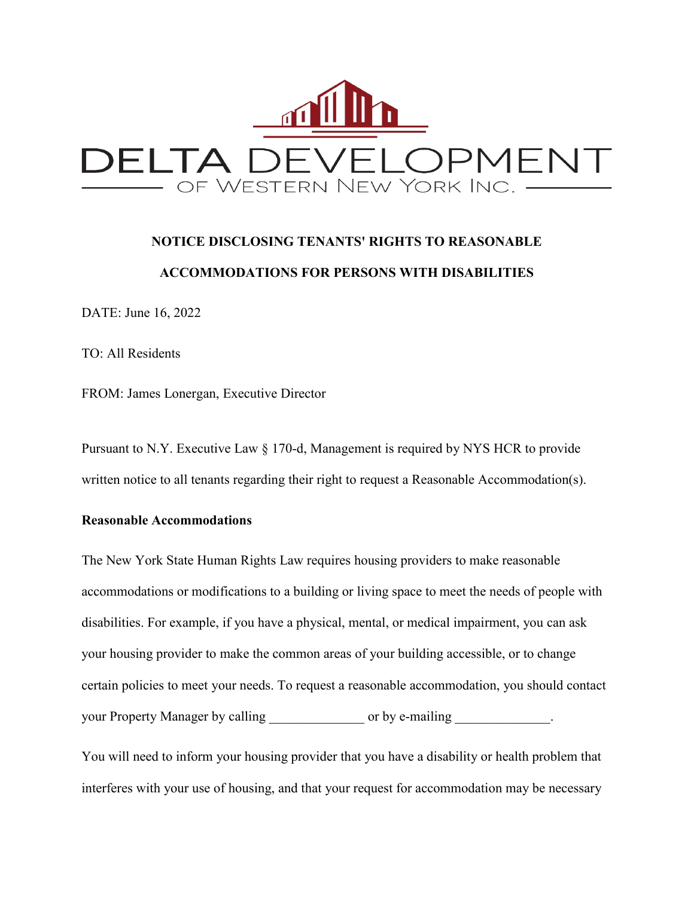DELTA DEVELOPMENT

OF WESTERN NEW YORK INC.

**NOTICE DISCLOSING TENANTS' RIGHTS TO REASONABLE ACCOMMODATIONS FOR PERSONS WITH DISABILITIES**

DATE: June 16, 2022

TO: All Residents

FROM: James Lonergan, Executive Director

Pursuant to N.Y. Executive Law § 170-d, Management is required by NYS HCR to provide written notice to all tenants regarding their right to request a Reasonable Accommodation(s).

**Reasonable Accommodations**

The New York State Human Rights Law requires housing providers to make reasonable accommodations or modifications to a building or living space to meet the needs of people with disabilities. For example, if you have a physical, mental, or medical impairment, you can ask your housing provider to make the common areas of your building accessible, or to change certain policies to meet your needs. To request a reasonable accommodation, you should contact your Property Manager by calling ______________ or by e-mailing ______________.

You will need to inform your housing provider that you have a disability or health problem that interferes with your use of housing, and that your request for accommodation may be necessary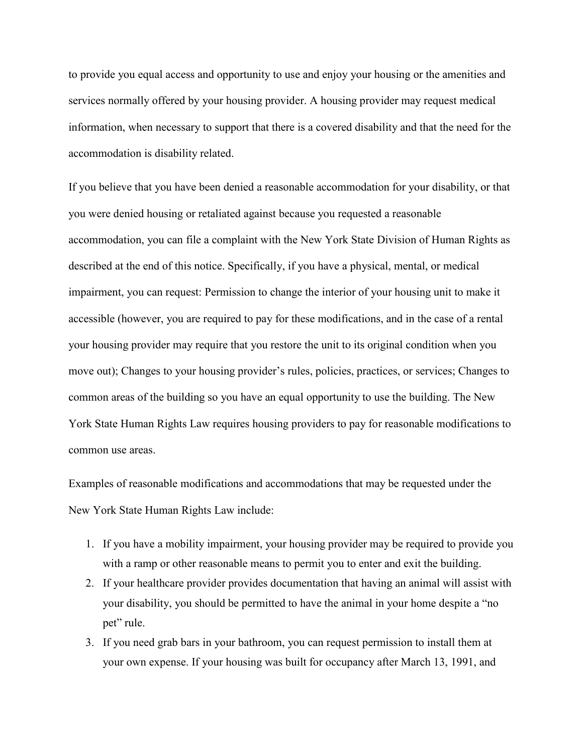to provide you equal access and opportunity to use and enjoy your housing or the amenities and services normally offered by your housing provider. A housing provider may request medical information, when necessary to support that there is a covered disability and that the need for the accommodation is disability related.

If you believe that you have been denied a reasonable accommodation for your disability, or that you were denied housing or retaliated against because you requested a reasonable accommodation, you can file a complaint with the New York State Division of Human Rights as described at the end of this notice. Specifically, if you have a physical, mental, or medical impairment, you can request: Permission to change the interior of your housing unit to make it accessible (however, you are required to pay for these modifications, and in the case of a rental your housing provider may require that you restore the unit to its original condition when you move out); Changes to your housing provider's rules, policies, practices, or services; Changes to common areas of the building so you have an equal opportunity to use the building. The New York State Human Rights Law requires housing providers to pay for reasonable modifications to common use areas.

Examples of reasonable modifications and accommodations that may be requested under the New York State Human Rights Law include:

1. If you have a mobility impairment, your housing provider may be required to provide you with a ramp or other reasonable means to permit you to enter and exit the building.
2. If your healthcare provider provides documentation that having an animal will assist with your disability, you should be permitted to have the animal in your home despite a "no pet" rule.
3. If you need grab bars in your bathroom, you can request permission to install them at your own expense. If your housing was built for occupancy after March 13, 1991, and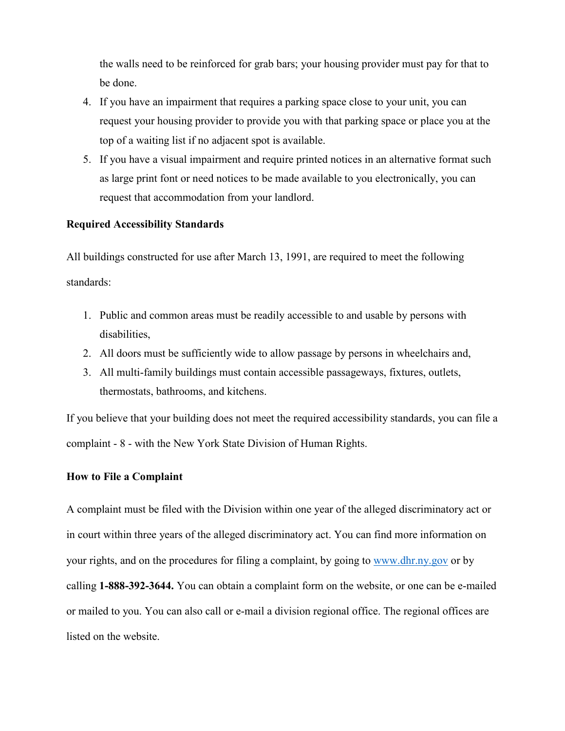the walls need to be reinforced for grab bars; your housing provider must pay for that to be done.

4. If you have an impairment that requires a parking space close to your unit, you can request your housing provider to provide you with that parking space or place you at the top of a waiting list if no adjacent spot is available.
5. If you have a visual impairment and require printed notices in an alternative format such as large print font or need notices to be made available to you electronically, you can request that accommodation from your landlord.

**Required Accessibility Standards**

All buildings constructed for use after March 13, 1991, are required to meet the following standards:

1. Public and common areas must be readily accessible to and usable by persons with disabilities,
2. All doors must be sufficiently wide to allow passage by persons in wheelchairs and,
3. All multi-family buildings must contain accessible passageways, fixtures, outlets, thermostats, bathrooms, and kitchens.

If you believe that your building does not meet the required accessibility standards, you can file a complaint - 8 - with the New York State Division of Human Rights.

**How to File a Complaint**

A complaint must be filed with the Division within one year of the alleged discriminatory act or in court within three years of the alleged discriminatory act. You can find more information on your rights, and on the procedures for filing a complaint, by going to [www.dhr.ny.gov](http://www.dhr.ny.gov) or by calling **1-888-392-3644.** You can obtain a complaint form on the website, or one can be e-mailed or mailed to you. You can also call or e-mail a division regional office. The regional offices are listed on the website.